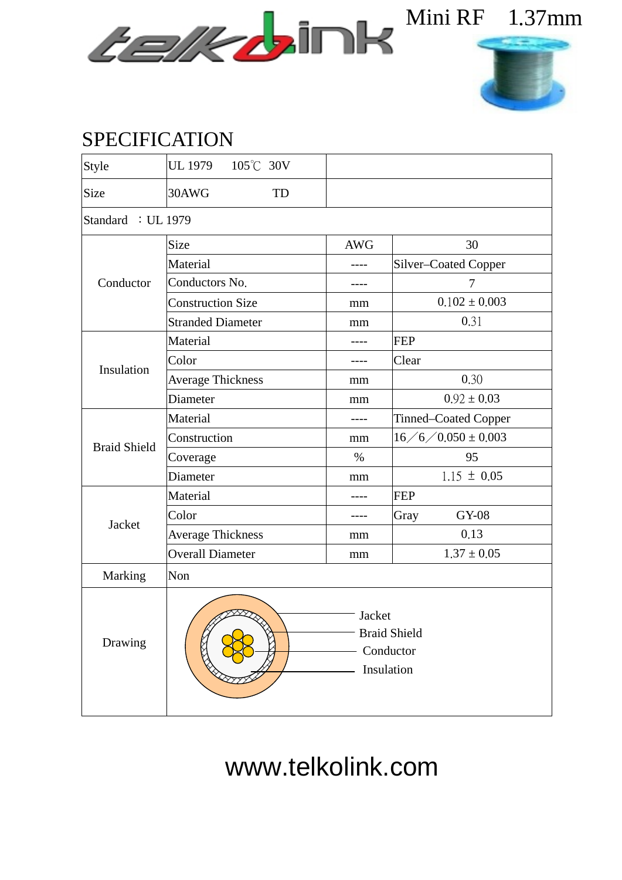Mini RF 1.37mm

# SPECIFICATION

| Style | UL 1979 105℃ 30V | | |
|---|---|---|---|
| Size | 30AWG TD | | |
| Standard ：UL 1979 | | | |
| Conductor | Size | AWG | 30 |
| | Material | ---- | Silver–Coated Copper |
| | Conductors No. | ---- | 7 |
| | Construction Size | mm | 0.102 ± 0.003 |
| | Stranded Diameter | mm | 0.31 |
| Insulation | Material | ---- | FEP |
| | Color | ---- | Clear |
| | Average Thickness | mm | 0.30 |
| | Diameter | mm | 0.92 ± 0.03 |
| Braid Shield | Material | ---- | Tinned–Coated Copper |
| | Construction | mm | 16／6／0.050 ± 0.003 |
| | Coverage | % | 95 |
| | Diameter | mm | 1.15 ± 0.05 |
| Jacket | Material | ---- | FEP |
| | Color | ---- | Gray GY-08 |
| | Average Thickness | mm | 0.13 |
| | Overall Diameter | mm | 1.37 ± 0.05 |
| Marking | Non | | |
| Drawing | Jacket<br>Braid Shield<br>Conductor<br>Insulation | | |

www.telkolink.com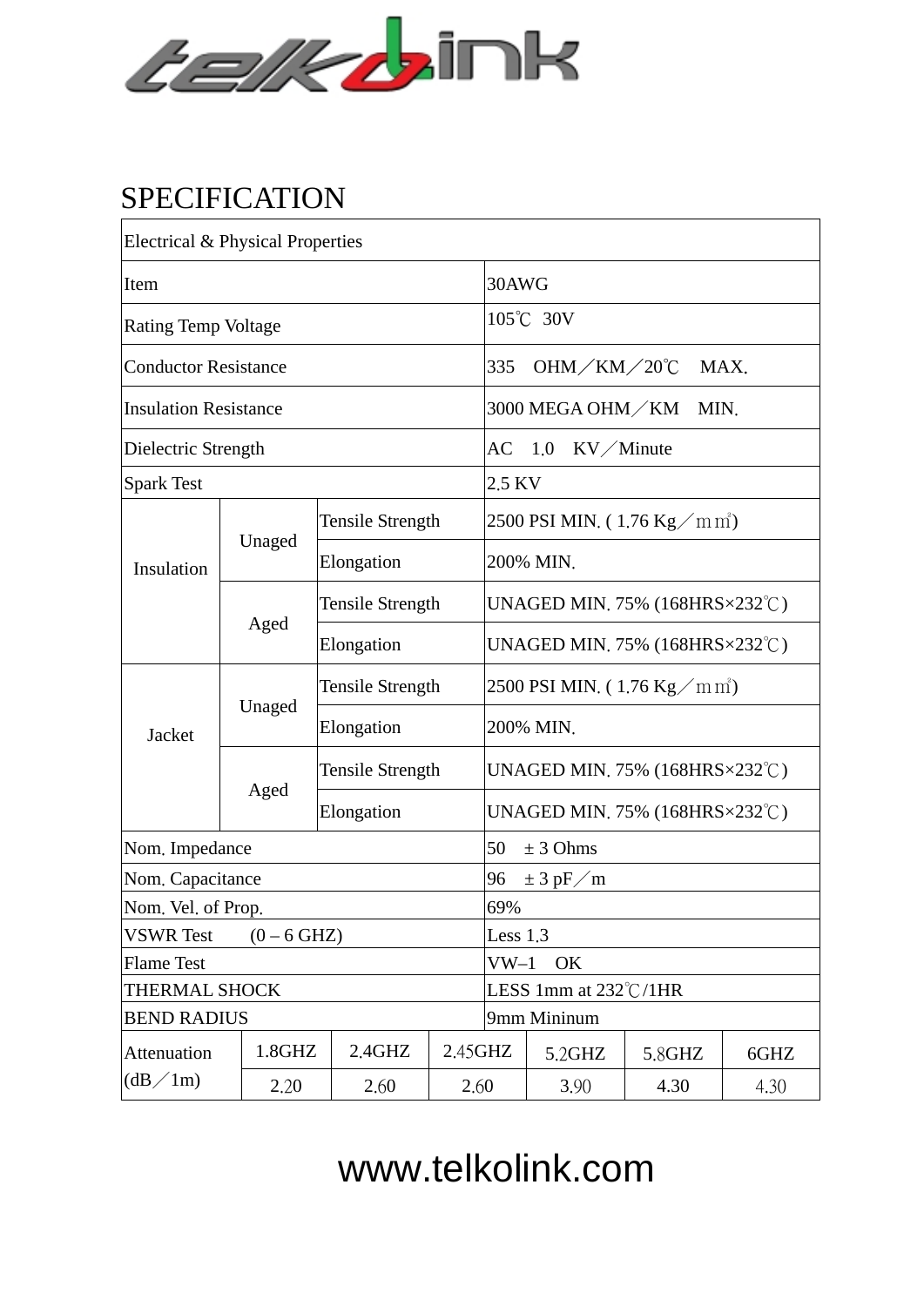# SPECIFICATION

| Electrical & Physical Properties | | | | | | |
|---|---|---|---|---|---|---|
| Item | | | 30AWG | | | |
| Rating Temp Voltage | | | 105℃ 30V | | | |
| Conductor Resistance | | | 335 OHM／KM／20℃ MAX. | | | |
| Insulation Resistance | | | 3000 MEGA OHM／KM MIN. | | | |
| Dielectric Strength | | | AC 1.0 KV／Minute | | | |
| Spark Test | | | 2.5 KV | | | |
| Insulation | Unaged | Tensile Strength | 2500 PSI MIN. ( 1.76 Kg／m㎡) | | | |
| | | Elongation | 200% MIN. | | | |
| | Aged | Tensile Strength | UNAGED MIN. 75% (168HRS×232℃) | | | |
| | | Elongation | UNAGED MIN. 75% (168HRS×232℃) | | | |
| Jacket | Unaged | Tensile Strength | 2500 PSI MIN. ( 1.76 Kg／m㎡) | | | |
| | | Elongation | 200% MIN. | | | |
| | Aged | Tensile Strength | UNAGED MIN. 75% (168HRS×232℃) | | | |
| | | Elongation | UNAGED MIN. 75% (168HRS×232℃) | | | |
| Nom. Impedance | | | 50 ± 3 Ohms | | | |
| Nom. Capacitance | | | 96 ± 3 pF／m | | | |
| Nom. Vel. of Prop. | | | 69% | | | |
| VSWR Test (0 – 6 GHZ) | | | Less 1.3 | | | |
| Flame Test | | | VW–1 OK | | | |
| THERMAL SHOCK | | | LESS 1mm at 232℃/1HR | | | |
| BEND RADIUS | | | 9mm Mininum | | | |
| Attenuation (dB／1m) | 1.8GHZ | 2.4GHZ | 2.45GHZ | 5.2GHZ | 5.8GHZ | 6GHZ |
| | 2.20 | 2.60 | 2.60 | 3.90 | 4.30 | 4.30 |

www.telkolink.com